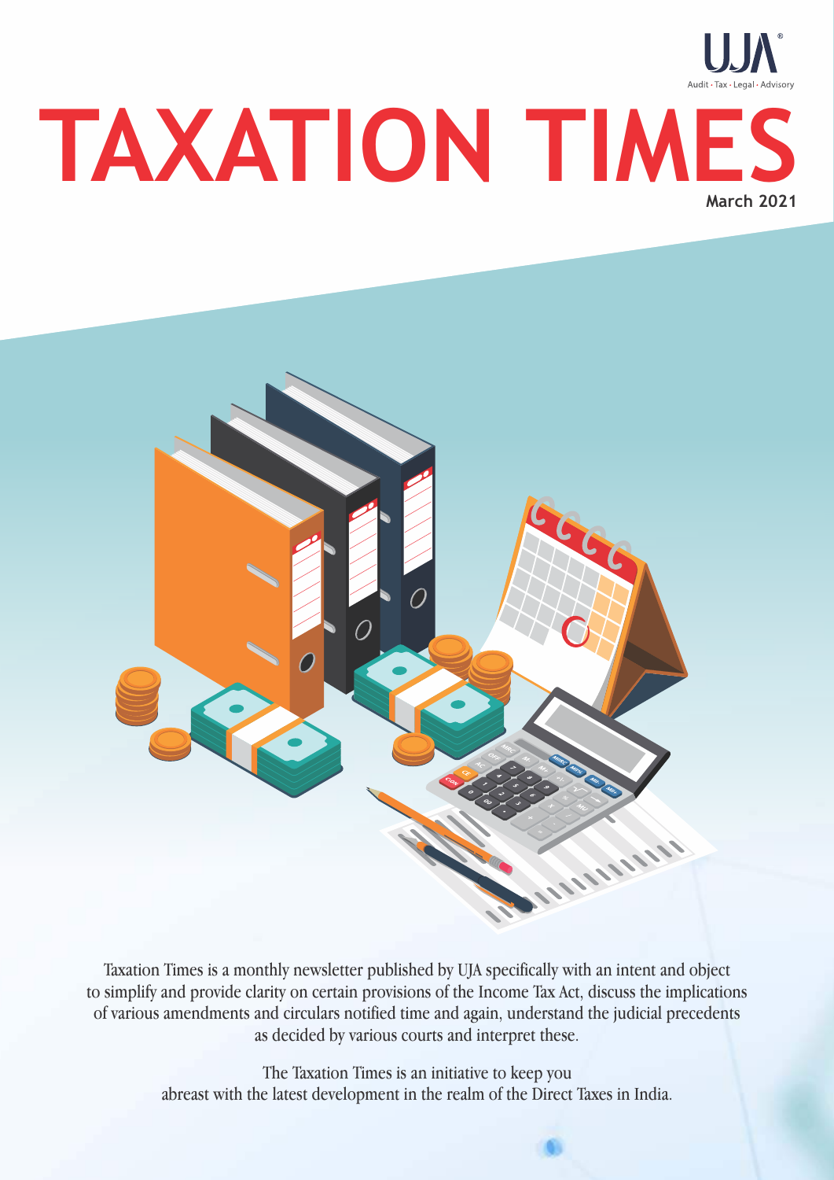UJA

Audit · Tax · Legal · Advisory

# TAXATION TIMES

**March 2021**

Taxation Times is a monthly newsletter published by UJA specifically with an intent and object to simplify and provide clarity on certain provisions of the Income Tax Act, discuss the implications of various amendments and circulars notified time and again, understand the judicial precedents as decided by various courts and interpret these.

The Taxation Times is an initiative to keep you abreast with the latest development in the realm of the Direct Taxes in India.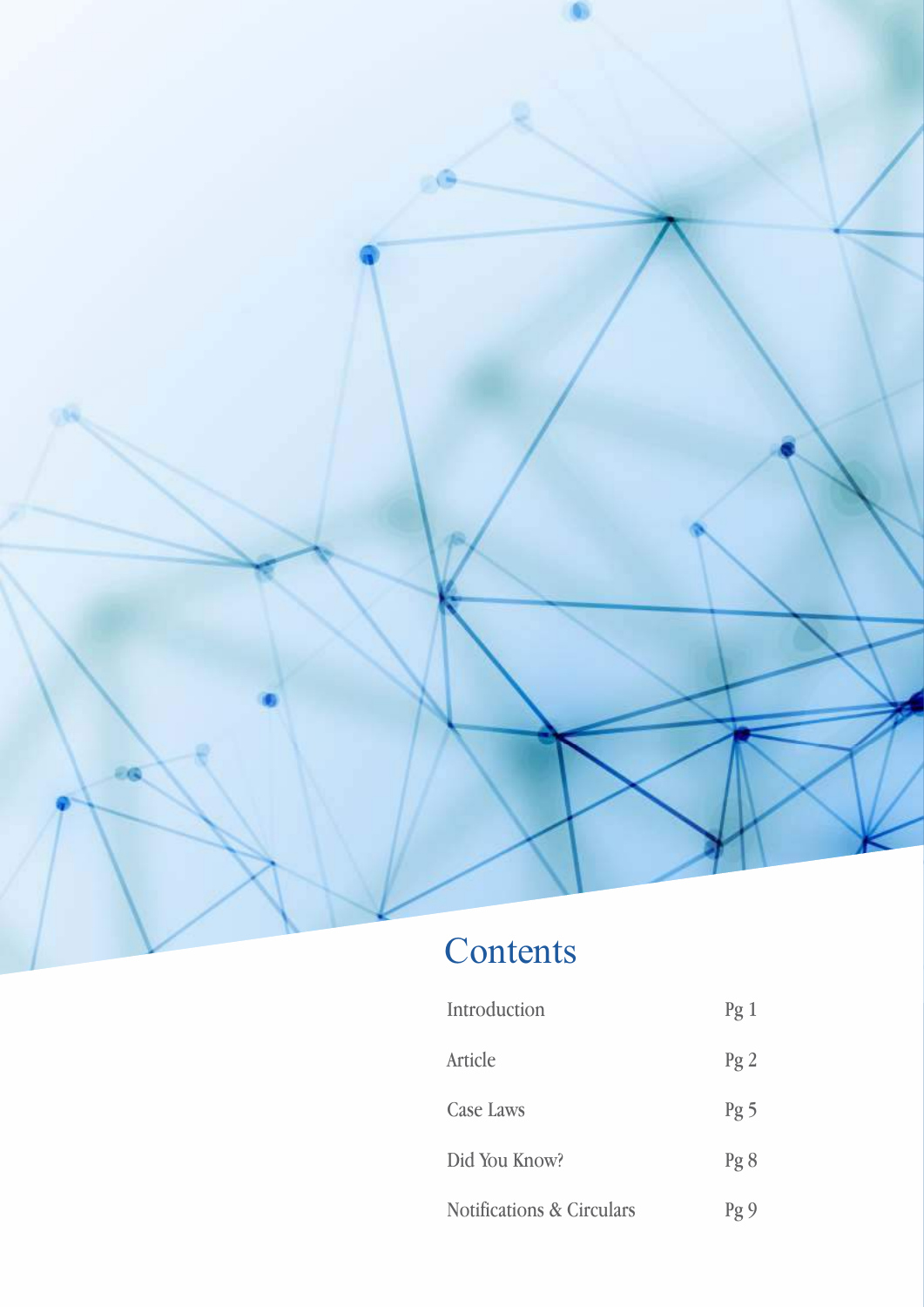# Contents

| | |
|---|---|
| Introduction | Pg 1 |
| Article | Pg 2 |
| Case Laws | Pg 5 |
| Did You Know? | Pg 8 |
| Notifications & Circulars | Pg 9 |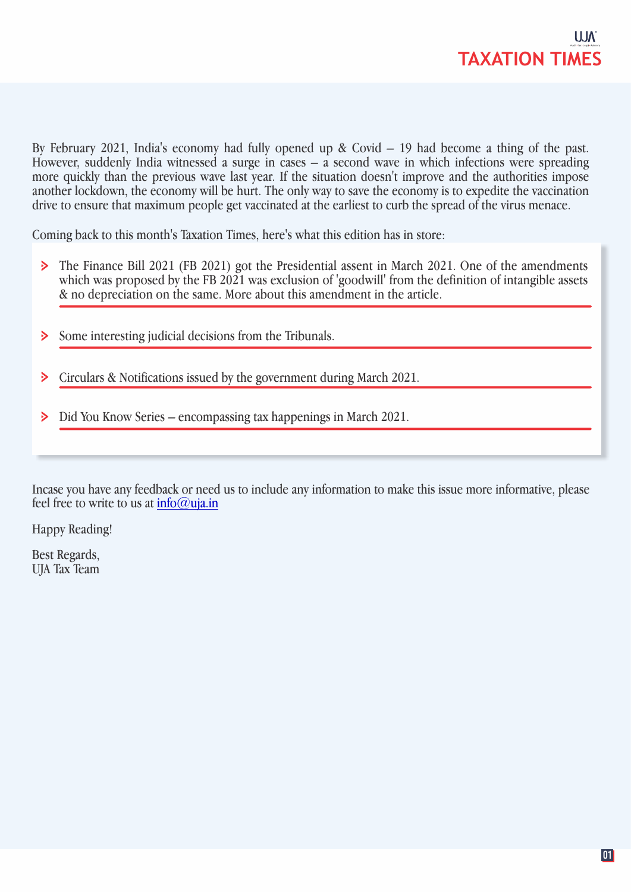By February 2021, India's economy had fully opened up & Covid – 19 had become a thing of the past. However, suddenly India witnessed a surge in cases – a second wave in which infections were spreading more quickly than the previous wave last year. If the situation doesn't improve and the authorities impose another lockdown, the economy will be hurt. The only way to save the economy is to expedite the vaccination drive to ensure that maximum people get vaccinated at the earliest to curb the spread of the virus menace.

Coming back to this month's Taxation Times, here's what this edition has in store:

- The Finance Bill 2021 (FB 2021) got the Presidential assent in March 2021. One of the amendments which was proposed by the FB 2021 was exclusion of 'goodwill' from the definition of intangible assets & no depreciation on the same. More about this amendment in the article.
- Some interesting judicial decisions from the Tribunals.
- Circulars & Notifications issued by the government during March 2021.
- Did You Know Series – encompassing tax happenings in March 2021.

Incase you have any feedback or need us to include any information to make this issue more informative, please feel free to write to us at info@uja.in

Happy Reading!

Best Regards,
UJA Tax Team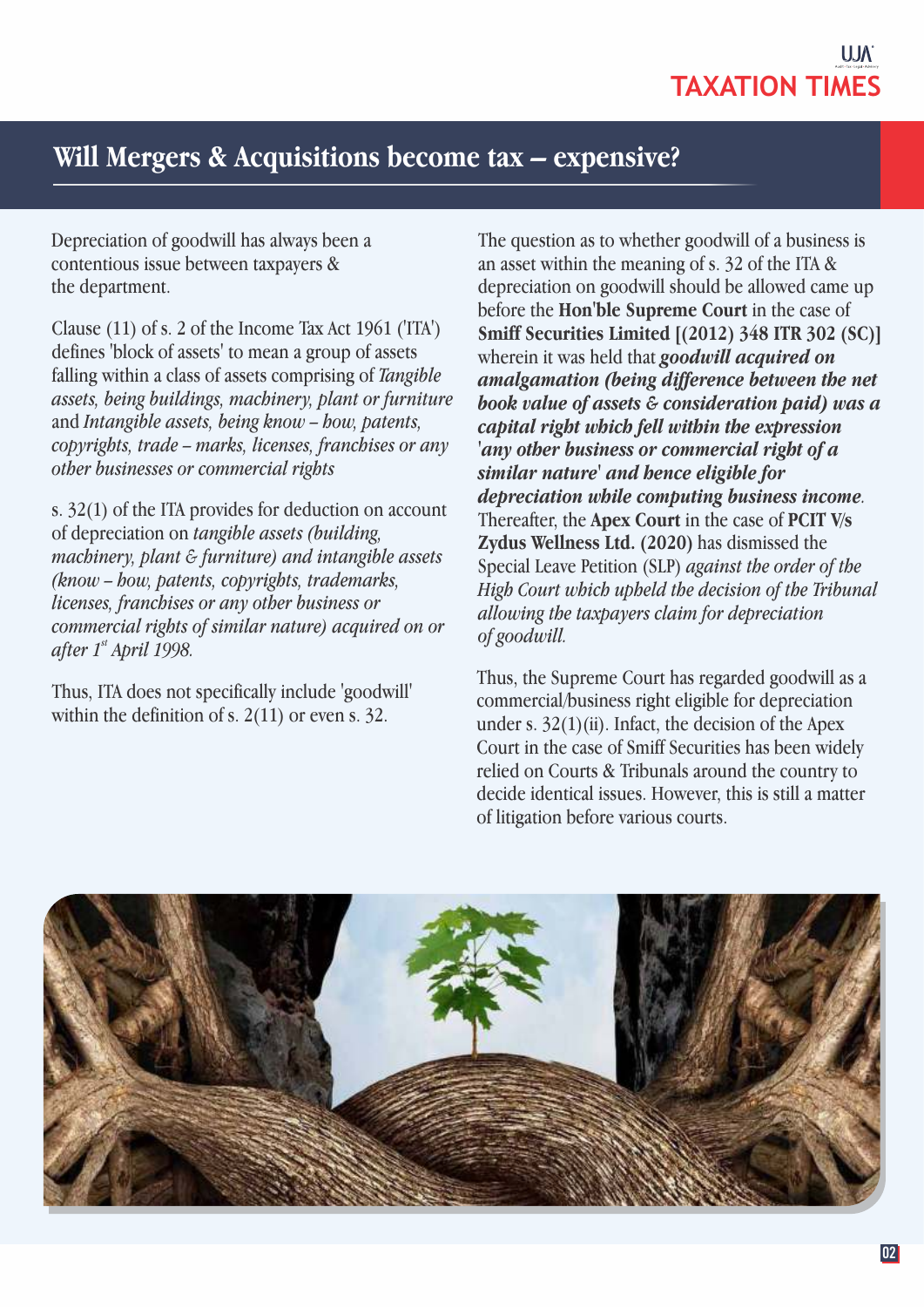# Will Mergers & Acquisitions become tax – expensive?

Depreciation of goodwill has always been a contentious issue between taxpayers & the department.

Clause (11) of s. 2 of the Income Tax Act 1961 ('ITA') defines 'block of assets' to mean a group of assets falling within a class of assets comprising of *Tangible assets, being buildings, machinery, plant or furniture* and *Intangible assets, being know – how, patents, copyrights, trade – marks, licenses, franchises or any other businesses or commercial rights*

s. 32(1) of the ITA provides for deduction on account of depreciation on *tangible assets (building, machinery, plant & furniture) and intangible assets (know – how, patents, copyrights, trademarks, licenses, franchises or any other business or commercial rights of similar nature) acquired on or after 1st April 1998.*

Thus, ITA does not specifically include 'goodwill' within the definition of s. 2(11) or even s. 32.

The question as to whether goodwill of a business is an asset within the meaning of s. 32 of the ITA & depreciation on goodwill should be allowed came up before the **Hon'ble Supreme Court** in the case of **Smiff Securities Limited [(2012) 348 ITR 302 (SC)]** wherein it was held that ***goodwill acquired on amalgamation (being difference between the net book value of assets & consideration paid) was a capital right which fell within the expression 'any other business or commercial right of a similar nature' and hence eligible for depreciation while computing business income***. Thereafter, the **Apex Court** in the case of **PCIT V/s Zydus Wellness Ltd. (2020)** has dismissed the Special Leave Petition (SLP) *against the order of the High Court which upheld the decision of the Tribunal allowing the taxpayers claim for depreciation of goodwill.*

Thus, the Supreme Court has regarded goodwill as a commercial/business right eligible for depreciation under s. 32(1)(ii). Infact, the decision of the Apex Court in the case of Smiff Securities has been widely relied on Courts & Tribunals around the country to decide identical issues. However, this is still a matter of litigation before various courts.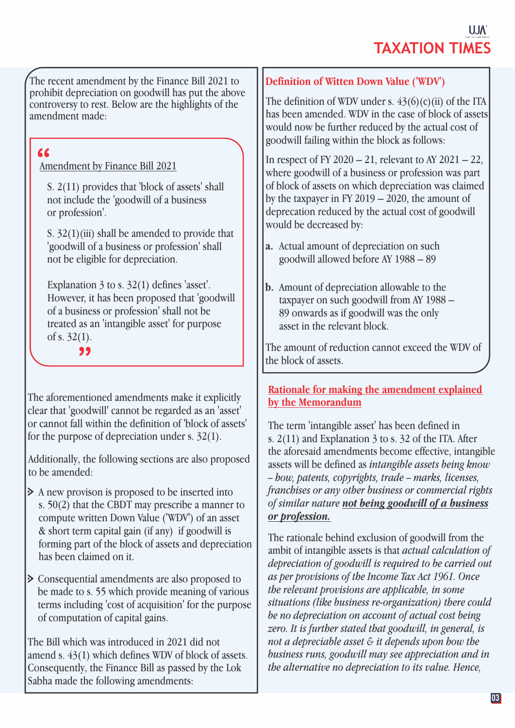The recent amendment by the Finance Bill 2021 to prohibit depreciation on goodwill has put the above controversy to rest. Below are the highlights of the amendment made:

> "
>
> Amendment by Finance Bill 2021
>
> S. 2(11) provides that 'block of assets' shall not include the 'goodwill of a business or profession'.
>
> S. 32(1)(iii) shall be amended to provide that 'goodwill of a business or profession' shall not be eligible for depreciation.
>
> Explanation 3 to s. 32(1) defines 'asset'. However, it has been proposed that 'goodwill of a business or profession' shall not be treated as an 'intangible asset' for purpose of s. 32(1).
>
> "

The aforementioned amendments make it explicitly clear that 'goodwill' cannot be regarded as an 'asset' or cannot fall within the definition of 'block of assets' for the purpose of depreciation under s. 32(1).

Additionally, the following sections are also proposed to be amended:

- A new provison is proposed to be inserted into s. 50(2) that the CBDT may prescribe a manner to compute written Down Value ('WDV') of an asset & short term capital gain (if any) if goodwill is forming part of the block of assets and depreciation has been claimed on it.
- Consequential amendments are also proposed to be made to s. 55 which provide meaning of various terms including 'cost of acquisition' for the purpose of computation of capital gains.

The Bill which was introduced in 2021 did not amend s. 43(1) which defines WDV of block of assets. Consequently, the Finance Bill as passed by the Lok Sabha made the following amendments:

## Definition of Witten Down Value ('WDV')

The definition of WDV under s. 43(6)(c)(ii) of the ITA has been amended. WDV in the case of block of assets would now be further reduced by the actual cost of goodwill failing within the block as follows:

In respect of FY 2020 – 21, relevant to AY 2021 – 22, where goodwill of a business or profession was part of block of assets on which depreciation was claimed by the taxpayer in FY 2019 – 2020, the amount of deprecation reduced by the actual cost of goodwill would be decreased by:

**a.** Actual amount of depreciation on such goodwill allowed before AY 1988 – 89

**b.** Amount of depreciation allowable to the taxpayer on such goodwill from AY 1988 – 89 onwards as if goodwill was the only asset in the relevant block.

The amount of reduction cannot exceed the WDV of the block of assets.

## Rationale for making the amendment explained by the Memorandum

The term 'intangible asset' has been defined in s. 2(11) and Explanation 3 to s. 32 of the ITA. After the aforesaid amendments become effective, intangible assets will be defined as *intangible assets being know – how, patents, copyrights, trade – marks, licenses, franchises or any other business or commercial rights of similar nature **not being goodwill of a business or profession.***

The rationale behind exclusion of goodwill from the ambit of intangible assets is that *actual calculation of depreciation of goodwill is required to be carried out as per provisions of the Income Tax Act 1961. Once the relevant provisions are applicable, in some situations (like business re-organization) there could be no depreciation on account of actual cost being zero. It is further stated that goodwill, in general, is not a depreciable asset & it depends upon how the business runs, goodwill may see appreciation and in the alternative no depreciation to its value. Hence,*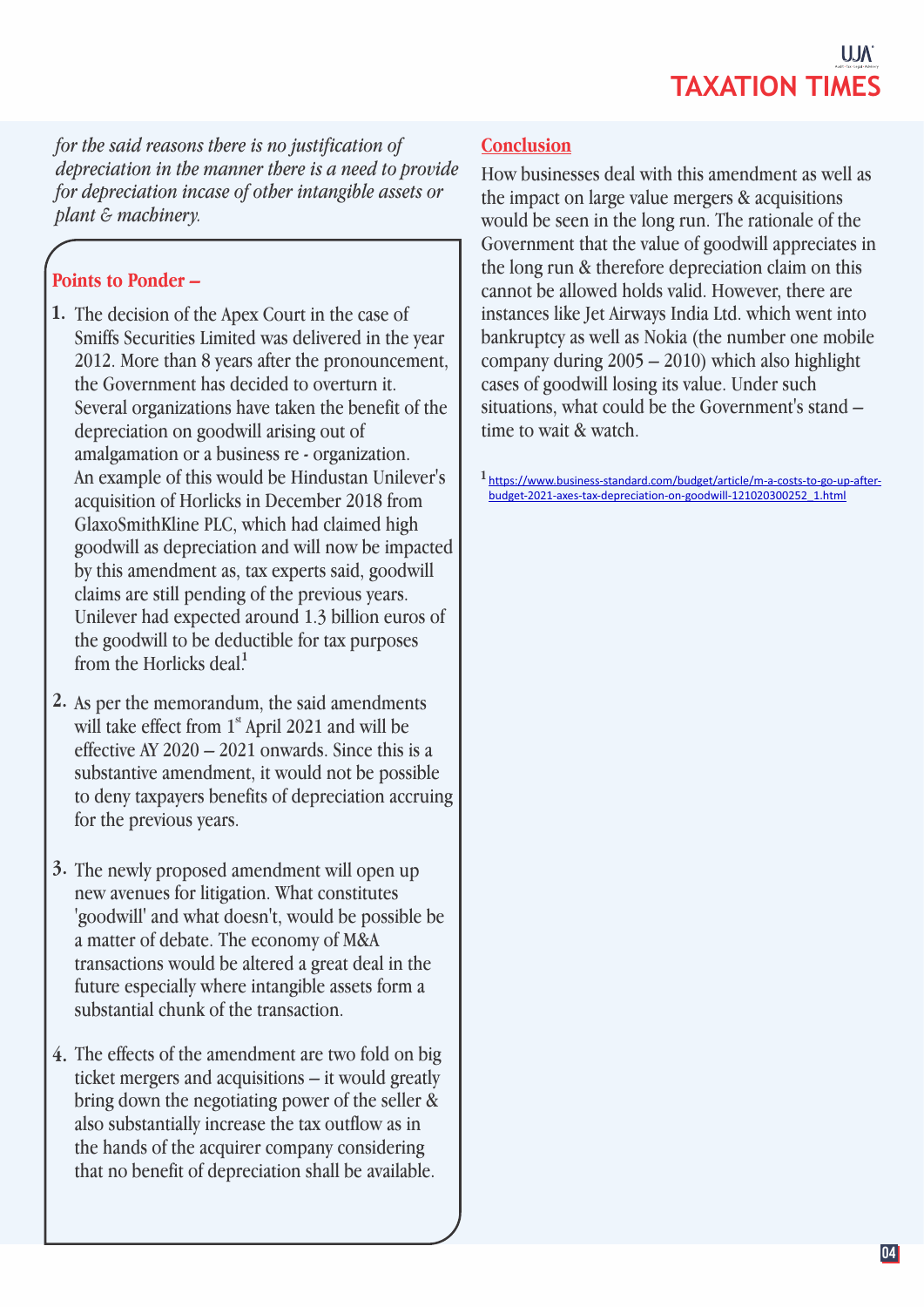*for the said reasons there is no justification of depreciation in the manner there is a need to provide for depreciation incase of other intangible assets or plant & machinery.*

## Points to Ponder –

1. The decision of the Apex Court in the case of Smiffs Securities Limited was delivered in the year 2012. More than 8 years after the pronouncement, the Government has decided to overturn it. Several organizations have taken the benefit of the depreciation on goodwill arising out of amalgamation or a business re - organization. An example of this would be Hindustan Unilever's acquisition of Horlicks in December 2018 from GlaxoSmithKline PLC, which had claimed high goodwill as depreciation and will now be impacted by this amendment as, tax experts said, goodwill claims are still pending of the previous years. Unilever had expected around 1.3 billion euros of the goodwill to be deductible for tax purposes from the Horlicks deal.[1]

2. As per the memorandum, the said amendments will take effect from 1st April 2021 and will be effective AY 2020 – 2021 onwards. Since this is a substantive amendment, it would not be possible to deny taxpayers benefits of depreciation accruing for the previous years.

3. The newly proposed amendment will open up new avenues for litigation. What constitutes 'goodwill' and what doesn't, would be possible be a matter of debate. The economy of M&A transactions would be altered a great deal in the future especially where intangible assets form a substantial chunk of the transaction.

4. The effects of the amendment are two fold on big ticket mergers and acquisitions – it would greatly bring down the negotiating power of the seller & also substantially increase the tax outflow as in the hands of the acquirer company considering that no benefit of depreciation shall be available.

## Conclusion

How businesses deal with this amendment as well as the impact on large value mergers & acquisitions would be seen in the long run. The rationale of the Government that the value of goodwill appreciates in the long run & therefore depreciation claim on this cannot be allowed holds valid. However, there are instances like Jet Airways India Ltd. which went into bankruptcy as well as Nokia (the number one mobile company during 2005 – 2010) which also highlight cases of goodwill losing its value. Under such situations, what could be the Government's stand – time to wait & watch.

[1] https://www.business-standard.com/budget/article/m-a-costs-to-go-up-after-budget-2021-axes-tax-depreciation-on-goodwill-121020300252_1.html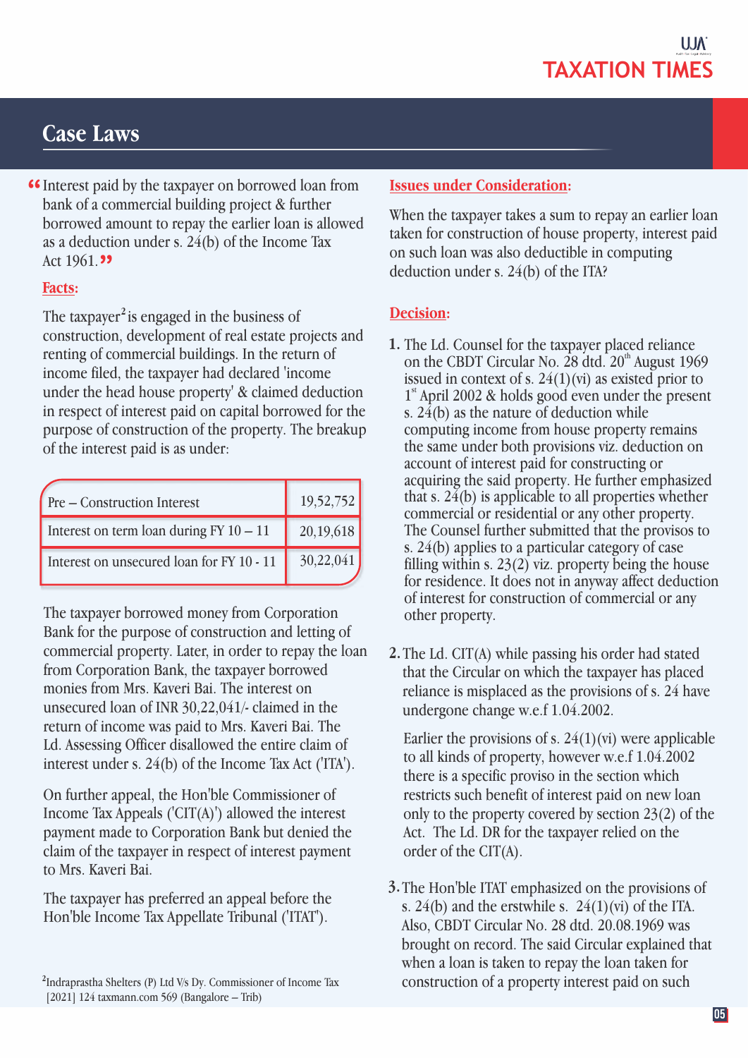## Case Laws

"Interest paid by the taxpayer on borrowed loan from bank of a commercial building project & further borrowed amount to repay the earlier loan is allowed as a deduction under s. 24(b) of the Income Tax Act 1961."

**Facts:**

The taxpayer[2] is engaged in the business of construction, development of real estate projects and renting of commercial buildings. In the return of income filed, the taxpayer had declared 'income under the head house property' & claimed deduction in respect of interest paid on capital borrowed for the purpose of construction of the property. The breakup of the interest paid is as under:

| | |
|---|---|
| Pre – Construction Interest | 19,52,752 |
| Interest on term loan during FY 10 – 11 | 20,19,618 |
| Interest on unsecured loan for FY 10 - 11 | 30,22,041 |

The taxpayer borrowed money from Corporation Bank for the purpose of construction and letting of commercial property. Later, in order to repay the loan from Corporation Bank, the taxpayer borrowed monies from Mrs. Kaveri Bai. The interest on unsecured loan of INR 30,22,041/- claimed in the return of income was paid to Mrs. Kaveri Bai. The Ld. Assessing Officer disallowed the entire claim of interest under s. 24(b) of the Income Tax Act ('ITA').

On further appeal, the Hon'ble Commissioner of Income Tax Appeals ('CIT(A)') allowed the interest payment made to Corporation Bank but denied the claim of the taxpayer in respect of interest payment to Mrs. Kaveri Bai.

The taxpayer has preferred an appeal before the Hon'ble Income Tax Appellate Tribunal ('ITAT').

[2] Indraprastha Shelters (P) Ltd V/s Dy. Commissioner of Income Tax [2021] 124 taxmann.com 569 (Bangalore – Trib)

**Issues under Consideration:**

When the taxpayer takes a sum to repay an earlier loan taken for construction of house property, interest paid on such loan was also deductible in computing deduction under s. 24(b) of the ITA?

**Decision:**

1. The Ld. Counsel for the taxpayer placed reliance on the CBDT Circular No. 28 dtd. 20th August 1969 issued in context of s. 24(1)(vi) as existed prior to 1st April 2002 & holds good even under the present s. 24(b) as the nature of deduction while computing income from house property remains the same under both provisions viz. deduction on account of interest paid for constructing or acquiring the said property. He further emphasized that s. 24(b) is applicable to all properties whether commercial or residential or any other property. The Counsel further submitted that the provisos to s. 24(b) applies to a particular category of case filling within s. 23(2) viz. property being the house for residence. It does not in anyway affect deduction of interest for construction of commercial or any other property.

2. The Ld. CIT(A) while passing his order had stated that the Circular on which the taxpayer has placed reliance is misplaced as the provisions of s. 24 have undergone change w.e.f 1.04.2002.

   Earlier the provisions of s. 24(1)(vi) were applicable to all kinds of property, however w.e.f 1.04.2002 there is a specific proviso in the section which restricts such benefit of interest paid on new loan only to the property covered by section 23(2) of the Act. The Ld. DR for the taxpayer relied on the order of the CIT(A).

3. The Hon'ble ITAT emphasized on the provisions of s. 24(b) and the erstwhile s. 24(1)(vi) of the ITA. Also, CBDT Circular No. 28 dtd. 20.08.1969 was brought on record. The said Circular explained that when a loan is taken to repay the loan taken for construction of a property interest paid on such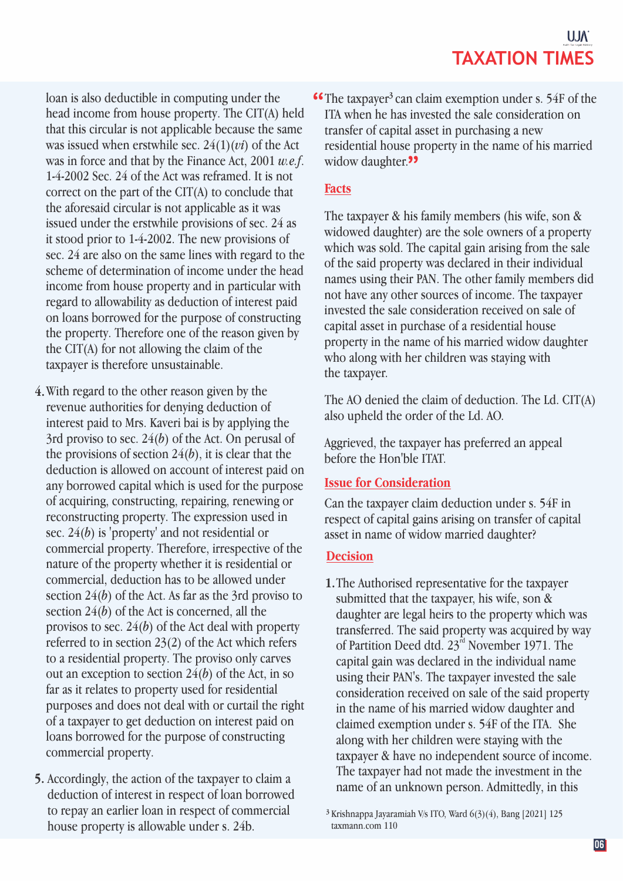loan is also deductible in computing under the head income from house property. The CIT(A) held that this circular is not applicable because the same was issued when erstwhile sec. 24(1)(*vi*) of the Act was in force and that by the Finance Act, 2001 *w.e.f.* 1-4-2002 Sec. 24 of the Act was reframed. It is not correct on the part of the CIT(A) to conclude that the aforesaid circular is not applicable as it was issued under the erstwhile provisions of sec. 24 as it stood prior to 1-4-2002. The new provisions of sec. 24 are also on the same lines with regard to the scheme of determination of income under the head income from house property and in particular with regard to allowability as deduction of interest paid on loans borrowed for the purpose of constructing the property. Therefore one of the reason given by the CIT(A) for not allowing the claim of the taxpayer is therefore unsustainable.

4. With regard to the other reason given by the revenue authorities for denying deduction of interest paid to Mrs. Kaveri bai is by applying the 3rd proviso to sec. 24(*b*) of the Act. On perusal of the provisions of section 24(*b*), it is clear that the deduction is allowed on account of interest paid on any borrowed capital which is used for the purpose of acquiring, constructing, repairing, renewing or reconstructing property. The expression used in sec. 24(*b*) is 'property' and not residential or commercial property. Therefore, irrespective of the nature of the property whether it is residential or commercial, deduction has to be allowed under section 24(*b*) of the Act. As far as the 3rd proviso to section 24(*b*) of the Act is concerned, all the provisos to sec. 24(*b*) of the Act deal with property referred to in section 23(2) of the Act which refers to a residential property. The proviso only carves out an exception to section 24(*b*) of the Act, in so far as it relates to property used for residential purposes and does not deal with or curtail the right of a taxpayer to get deduction on interest paid on loans borrowed for the purpose of constructing commercial property.

5. Accordingly, the action of the taxpayer to claim a deduction of interest in respect of loan borrowed to repay an earlier loan in respect of commercial house property is allowable under s. 24b.

> "The taxpayer[3] can claim exemption under s. 54F of the ITA when he has invested the sale consideration on transfer of capital asset in purchasing a new residential house property in the name of his married widow daughter."

**Facts**

The taxpayer & his family members (his wife, son & widowed daughter) are the sole owners of a property which was sold. The capital gain arising from the sale of the said property was declared in their individual names using their PAN. The other family members did not have any other sources of income. The taxpayer invested the sale consideration received on sale of capital asset in purchase of a residential house property in the name of his married widow daughter who along with her children was staying with the taxpayer.

The AO denied the claim of deduction. The Ld. CIT(A) also upheld the order of the Ld. AO.

Aggrieved, the taxpayer has preferred an appeal before the Hon'ble ITAT.

**Issue for Consideration**

Can the taxpayer claim deduction under s. 54F in respect of capital gains arising on transfer of capital asset in name of widow married daughter?

**Decision**

1. The Authorised representative for the taxpayer submitted that the taxpayer, his wife, son & daughter are legal heirs to the property which was transferred. The said property was acquired by way of Partition Deed dtd. 23rd November 1971. The capital gain was declared in the individual name using their PAN's. The taxpayer invested the sale consideration received on sale of the said property in the name of his married widow daughter and claimed exemption under s. 54F of the ITA. She along with her children were staying with the taxpayer & have no independent source of income. The taxpayer had not made the investment in the name of an unknown person. Admittedly, in this

[3] Krishnappa Jayaramiah V/s ITO, Ward 6(3)(4), Bang [2021] 125 taxmann.com 110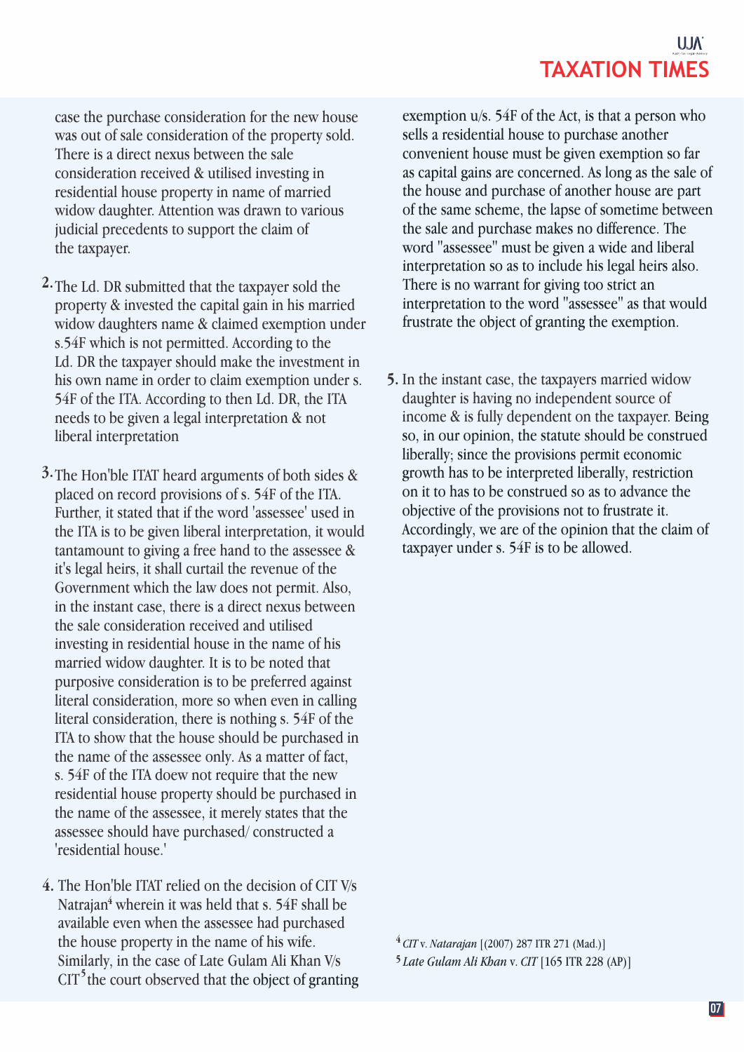case the purchase consideration for the new house was out of sale consideration of the property sold. There is a direct nexus between the sale consideration received & utilised investing in residential house property in name of married widow daughter. Attention was drawn to various judicial precedents to support the claim of the taxpayer.

2. The Ld. DR submitted that the taxpayer sold the property & invested the capital gain in his married widow daughters name & claimed exemption under s.54F which is not permitted. According to the Ld. DR the taxpayer should make the investment in his own name in order to claim exemption under s. 54F of the ITA. According to then Ld. DR, the ITA needs to be given a legal interpretation & not liberal interpretation

3. The Hon'ble ITAT heard arguments of both sides & placed on record provisions of s. 54F of the ITA. Further, it stated that if the word 'assessee' used in the ITA is to be given liberal interpretation, it would tantamount to giving a free hand to the assessee & it's legal heirs, it shall curtail the revenue of the Government which the law does not permit. Also, in the instant case, there is a direct nexus between the sale consideration received and utilised investing in residential house in the name of his married widow daughter. It is to be noted that purposive consideration is to be preferred against literal consideration, more so when even in calling literal consideration, there is nothing s. 54F of the ITA to show that the house should be purchased in the name of the assessee only. As a matter of fact, s. 54F of the ITA doew not require that the new residential house property should be purchased in the name of the assessee, it merely states that the assessee should have purchased/ constructed a 'residential house.'

4. The Hon'ble ITAT relied on the decision of CIT V/s Natrajan[4] wherein it was held that s. 54F shall be available even when the assessee had purchased the house property in the name of his wife. Similarly, in the case of Late Gulam Ali Khan V/s CIT[5] the court observed that the object of granting exemption u/s. 54F of the Act, is that a person who sells a residential house to purchase another convenient house must be given exemption so far as capital gains are concerned. As long as the sale of the house and purchase of another house are part of the same scheme, the lapse of sometime between the sale and purchase makes no difference. The word "assessee" must be given a wide and liberal interpretation so as to include his legal heirs also. There is no warrant for giving too strict an interpretation to the word "assessee" as that would frustrate the object of granting the exemption.

5. In the instant case, the taxpayers married widow daughter is having no independent source of income & is fully dependent on the taxpayer. Being so, in our opinion, the statute should be construed liberally; since the provisions permit economic growth has to be interpreted liberally, restriction on it to has to be construed so as to advance the objective of the provisions not to frustrate it. Accordingly, we are of the opinion that the claim of taxpayer under s. 54F is to be allowed.

---

[4] *CIT* v. *Natarajan* [(2007) 287 ITR 271 (Mad.)]

[5] *Late Gulam Ali Khan* v. *CIT* [165 ITR 228 (AP)]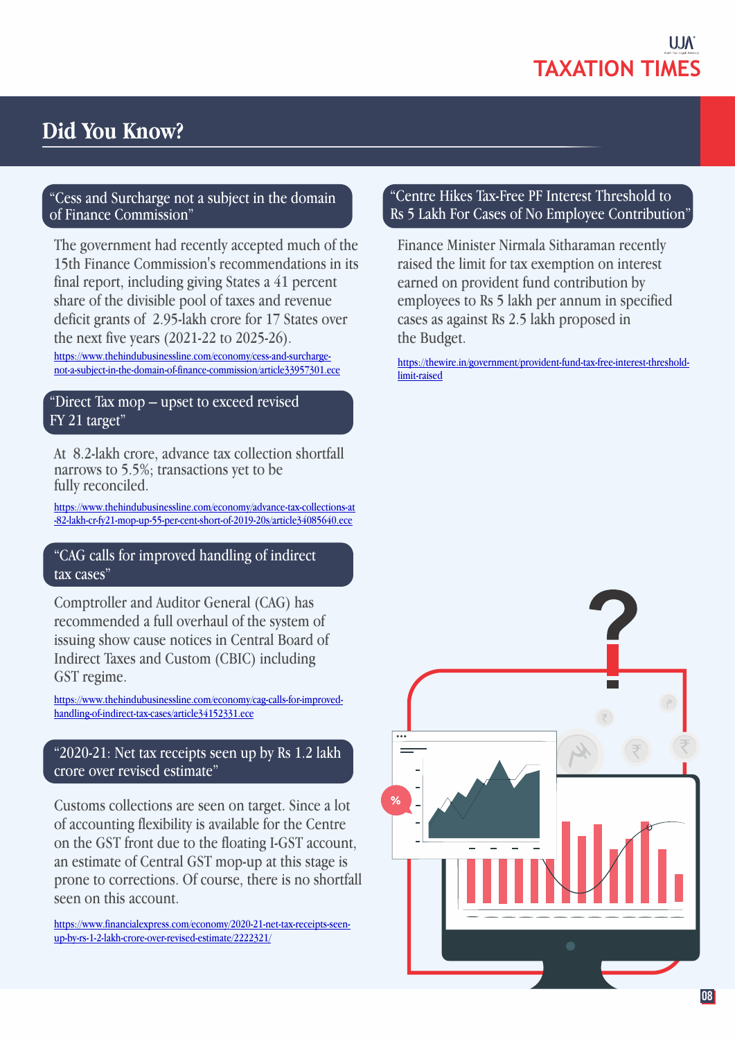## Did You Know?

### "Cess and Surcharge not a subject in the domain of Finance Commission"

The government had recently accepted much of the 15th Finance Commission's recommendations in its final report, including giving States a 41 percent share of the divisible pool of taxes and revenue deficit grants of 2.95-lakh crore for 17 States over the next five years (2021-22 to 2025-26).

https://www.thehindubusinessline.com/economy/cess-and-surcharge-not-a-subject-in-the-domain-of-finance-commission/article33957301.ece

### "Direct Tax mop – upset to exceed revised FY 21 target"

At 8.2-lakh crore, advance tax collection shortfall narrows to 5.5%; transactions yet to be fully reconciled.

https://www.thehindubusinessline.com/economy/advance-tax-collections-at-82-lakh-cr-fy21-mop-up-55-per-cent-short-of-2019-20s/article34085640.ece

### "CAG calls for improved handling of indirect tax cases"

Comptroller and Auditor General (CAG) has recommended a full overhaul of the system of issuing show cause notices in Central Board of Indirect Taxes and Custom (CBIC) including GST regime.

https://www.thehindubusinessline.com/economy/cag-calls-for-improved-handling-of-indirect-tax-cases/article34152331.ece

### "2020-21: Net tax receipts seen up by Rs 1.2 lakh crore over revised estimate"

Customs collections are seen on target. Since a lot of accounting flexibility is available for the Centre on the GST front due to the floating I-GST account, an estimate of Central GST mop-up at this stage is prone to corrections. Of course, there is no shortfall seen on this account.

https://www.financialexpress.com/economy/2020-21-net-tax-receipts-seen-up-by-rs-1-2-lakh-crore-over-revised-estimate/2222321/

### "Centre Hikes Tax-Free PF Interest Threshold to Rs 5 Lakh For Cases of No Employee Contribution"

Finance Minister Nirmala Sitharaman recently raised the limit for tax exemption on interest earned on provident fund contribution by employees to Rs 5 lakh per annum in specified cases as against Rs 2.5 lakh proposed in the Budget.

https://thewire.in/government/provident-fund-tax-free-interest-threshold-limit-raised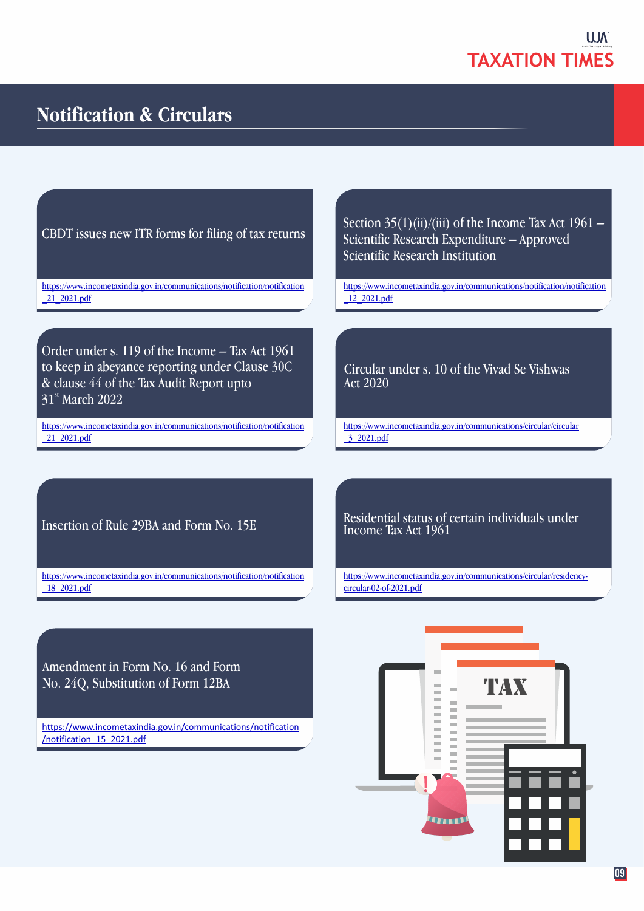# Notification & Circulars

**CBDT issues new ITR forms for filing of tax returns**

https://www.incometaxindia.gov.in/communications/notification/notification_21_2021.pdf

**Section 35(1)(ii)/(iii) of the Income Tax Act 1961 – Scientific Research Expenditure – Approved Scientific Research Institution**

https://www.incometaxindia.gov.in/communications/notification/notification_12_2021.pdf

**Order under s. 119 of the Income – Tax Act 1961 to keep in abeyance reporting under Clause 30C & clause 44 of the Tax Audit Report upto 31st March 2022**

https://www.incometaxindia.gov.in/communications/notification/notification_21_2021.pdf

**Circular under s. 10 of the Vivad Se Vishwas Act 2020**

https://www.incometaxindia.gov.in/communications/circular/circular_3_2021.pdf

**Insertion of Rule 29BA and Form No. 15E**

https://www.incometaxindia.gov.in/communications/notification/notification_18_2021.pdf

**Residential status of certain individuals under Income Tax Act 1961**

https://www.incometaxindia.gov.in/communications/circular/residency-circular-02-of-2021.pdf

**Amendment in Form No. 16 and Form No. 24Q, Substitution of Form 12BA**

https://www.incometaxindia.gov.in/communications/notification/notification_15_2021.pdf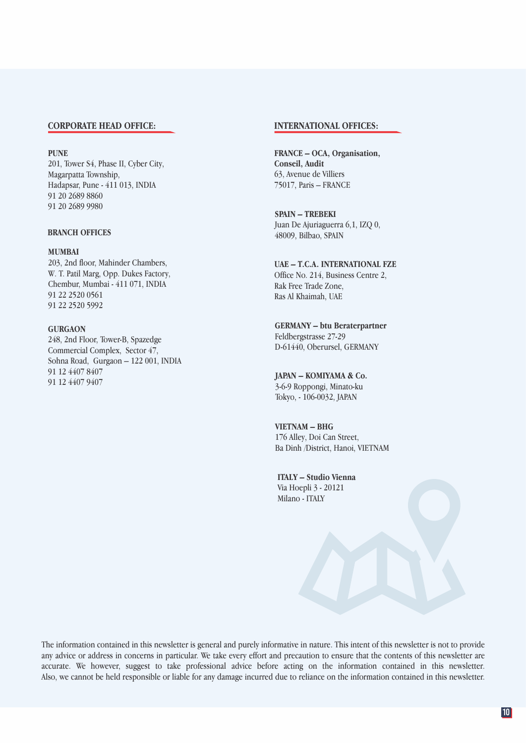## CORPORATE HEAD OFFICE:

**PUNE**
201, Tower S4, Phase II, Cyber City,
Magarpatta Township,
Hadapsar, Pune - 411 013, INDIA
91 20 2689 8860
91 20 2689 9980

### BRANCH OFFICES

**MUMBAI**
203, 2nd floor, Mahinder Chambers,
W. T. Patil Marg, Opp. Dukes Factory,
Chembur, Mumbai - 411 071, INDIA
91 22 2520 0561
91 22 2520 5992

**GURGAON**
248, 2nd Floor, Tower-B, Spazedge
Commercial Complex, Sector 47,
Sohna Road, Gurgaon – 122 001, INDIA
91 12 4407 8407
91 12 4407 9407

## INTERNATIONAL OFFICES:

**FRANCE – OCA, Organisation, Conseil, Audit**
63, Avenue de Villiers
75017, Paris – FRANCE

**SPAIN – TREBEKI**
Juan De Ajuriaguerra 6,1, IZQ 0,
48009, Bilbao, SPAIN

**UAE – T.C.A. INTERNATIONAL FZE**
Office No. 214, Business Centre 2,
Rak Free Trade Zone,
Ras Al Khaimah, UAE

**GERMANY – btu Beraterpartner**
Feldbergstrasse 27-29
D-61440, Oberursel, GERMANY

**JAPAN – KOMIYAMA & Co.**
3-6-9 Roppongi, Minato-ku
Tokyo, - 106-0032, JAPAN

**VIETNAM – BHG**
176 Alley, Doi Can Street,
Ba Dinh /District, Hanoi, VIETNAM

**ITALY – Studio Vienna**
Via Hoepli 3 - 20121
Milano - ITALY

The information contained in this newsletter is general and purely informative in nature. This intent of this newsletter is not to provide any advice or address in concerns in particular. We take every effort and precaution to ensure that the contents of this newsletter are accurate. We however, suggest to take professional advice before acting on the information contained in this newsletter. Also, we cannot be held responsible or liable for any damage incurred due to reliance on the information contained in this newsletter.